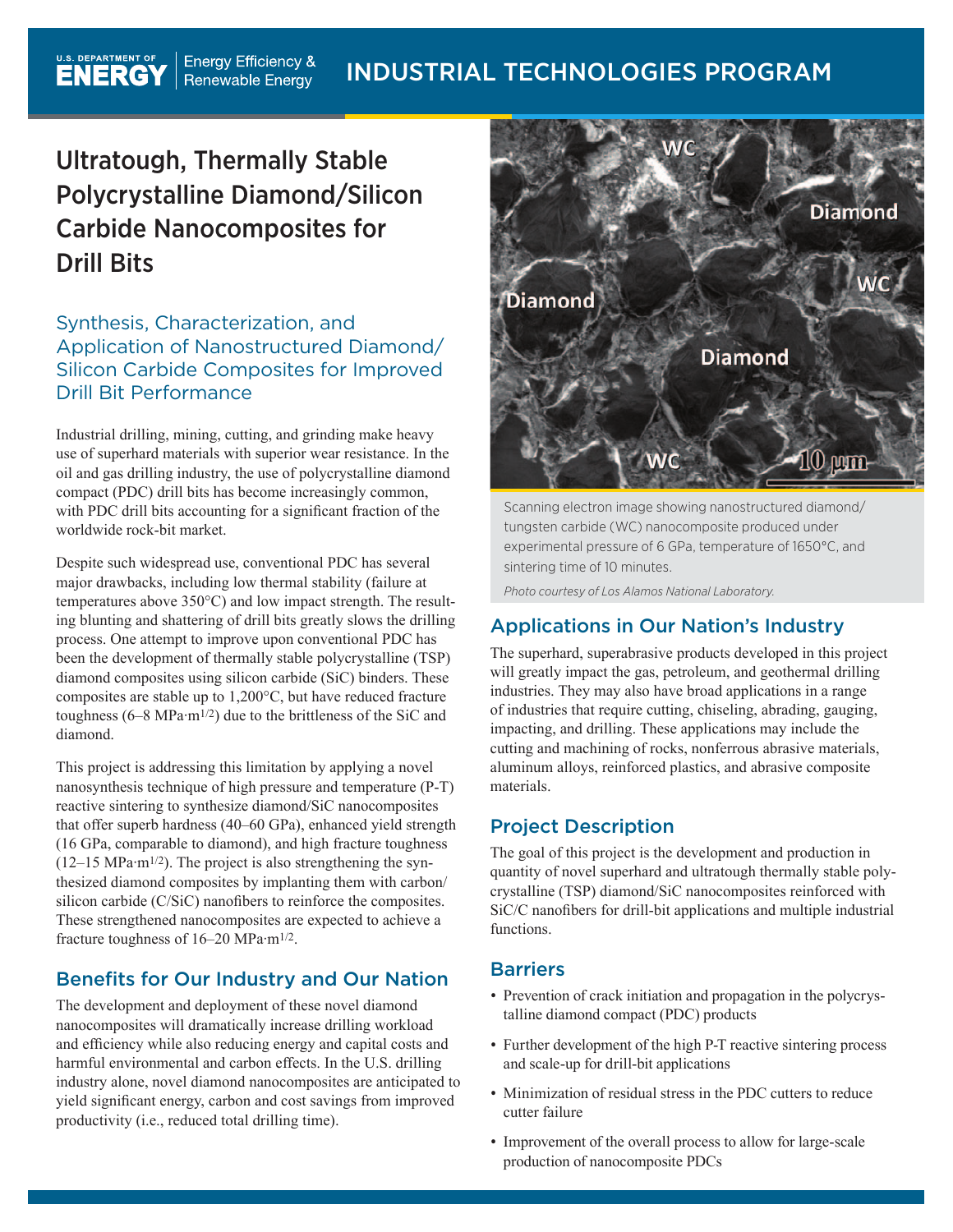# Ultratough, Thermally Stable Polycrystalline Diamond/Silicon Carbide Nanocomposites for Drill Bits

## Synthesis, Characterization, and Application of Nanostructured Diamond/Silicon Carbide Composites for Improved Drill Bit Performance

Industrial drilling, mining, cutting, and grinding make heavy use of superhard materials with superior wear resistance. In the oil and gas drilling industry, the use of polycrystalline diamond compact (PDC) drill bits has become increasingly common, with PDC drill bits accounting for a significant fraction of the worldwide rock-bit market.

Despite such widespread use, conventional PDC has several major drawbacks, including low thermal stability (failure at temperatures above 350°C) and low impact strength. The resulting blunting and shattering of drill bits greatly slows the drilling process. One attempt to improve upon conventional PDC has been the development of thermally stable polycrystalline (TSP) diamond composites using silicon carbide (SiC) binders. These composites are stable up to 1,200°C, but have reduced fracture toughness (6–8 $MPa{\cdot}m^{1/2}$) due to the brittleness of the SiC and diamond.

This project is addressing this limitation by applying a novel nanosynthesis technique of high pressure and temperature (P-T) reactive sintering to synthesize diamond/SiC nanocomposites that offer superb hardness (40–60 GPa), enhanced yield strength (16 GPa, comparable to diamond), and high fracture toughness (12–15 $MPa{\cdot}m^{1/2}$). The project is also strengthening the synthesized diamond composites by implanting them with carbon/silicon carbide (C/SiC) nanofibers to reinforce the composites. These strengthened nanocomposites are expected to achieve a fracture toughness of 16–20 $MPa{\cdot}m^{1/2}$.

## Benefits for Our Industry and Our Nation

The development and deployment of these novel diamond nanocomposites will dramatically increase drilling workload and efficiency while also reducing energy and capital costs and harmful environmental and carbon effects. In the U.S. drilling industry alone, novel diamond nanocomposites are anticipated to yield significant energy, carbon and cost savings from improved productivity (i.e., reduced total drilling time).

Scanning electron image showing nanostructured diamond/tungsten carbide (WC) nanocomposite produced under experimental pressure of 6 GPa, temperature of 1650°C, and sintering time of 10 minutes.

*Photo courtesy of Los Alamos National Laboratory.*

## Applications in Our Nation's Industry

The superhard, superabrasive products developed in this project will greatly impact the gas, petroleum, and geothermal drilling industries. They may also have broad applications in a range of industries that require cutting, chiseling, abrading, gauging, impacting, and drilling. These applications may include the cutting and machining of rocks, nonferrous abrasive materials, aluminum alloys, reinforced plastics, and abrasive composite materials.

## Project Description

The goal of this project is the development and production in quantity of novel superhard and ultratough thermally stable polycrystalline (TSP) diamond/SiC nanocomposites reinforced with SiC/C nanofibers for drill-bit applications and multiple industrial functions.

## Barriers

- Prevention of crack initiation and propagation in the polycrystalline diamond compact (PDC) products
- Further development of the high P-T reactive sintering process and scale-up for drill-bit applications
- Minimization of residual stress in the PDC cutters to reduce cutter failure
- Improvement of the overall process to allow for large-scale production of nanocomposite PDCs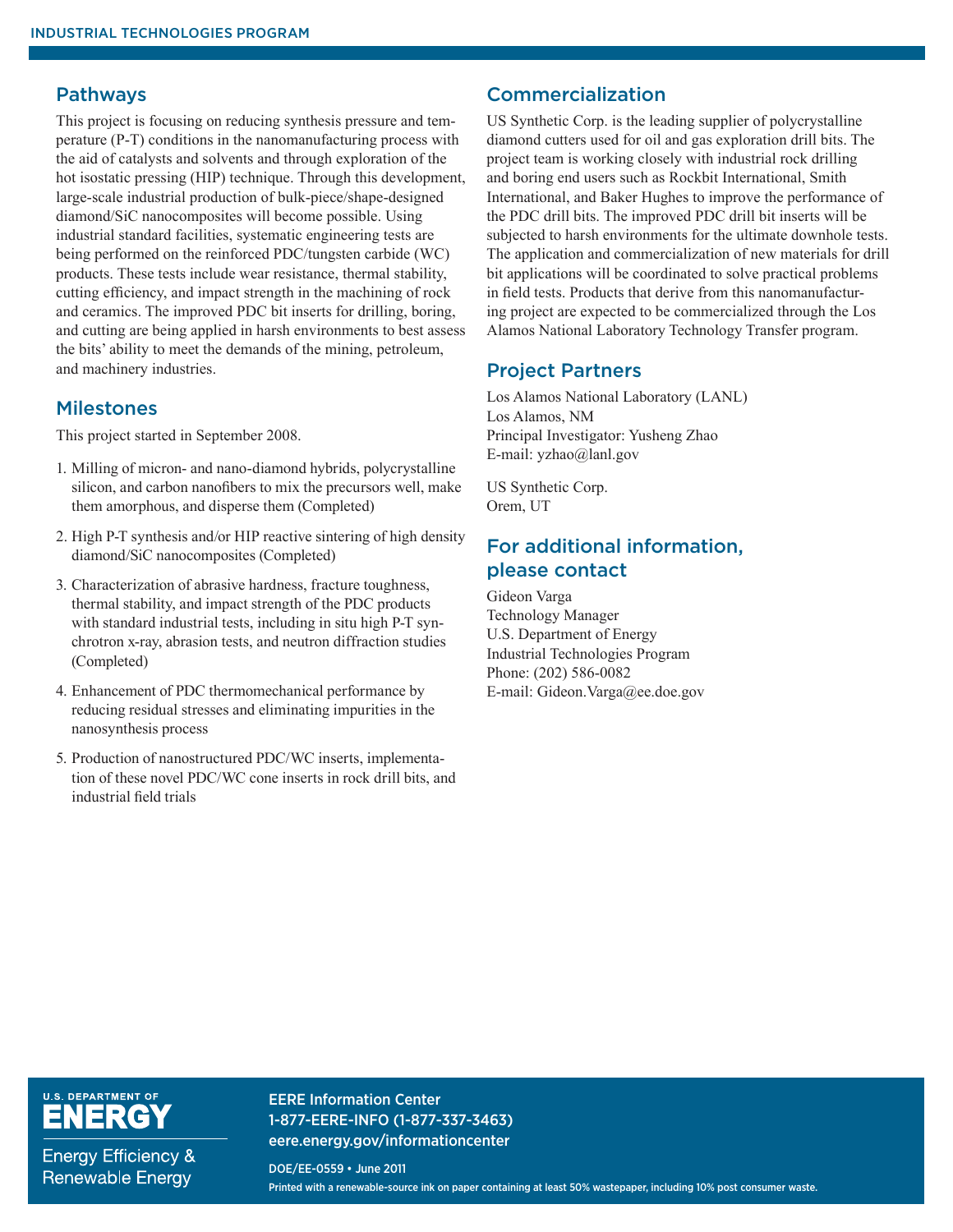## Pathways

This project is focusing on reducing synthesis pressure and temperature (P-T) conditions in the nanomanufacturing process with the aid of catalysts and solvents and through exploration of the hot isostatic pressing (HIP) technique. Through this development, large-scale industrial production of bulk-piece/shape-designed diamond/SiC nanocomposites will become possible. Using industrial standard facilities, systematic engineering tests are being performed on the reinforced PDC/tungsten carbide (WC) products. These tests include wear resistance, thermal stability, cutting efficiency, and impact strength in the machining of rock and ceramics. The improved PDC bit inserts for drilling, boring, and cutting are being applied in harsh environments to best assess the bits' ability to meet the demands of the mining, petroleum, and machinery industries.

## Milestones

This project started in September 2008.

1. Milling of micron- and nano-diamond hybrids, polycrystalline silicon, and carbon nanofibers to mix the precursors well, make them amorphous, and disperse them (Completed)
2. High P-T synthesis and/or HIP reactive sintering of high density diamond/SiC nanocomposites (Completed)
3. Characterization of abrasive hardness, fracture toughness, thermal stability, and impact strength of the PDC products with standard industrial tests, including in situ high P-T synchrotron x-ray, abrasion tests, and neutron diffraction studies (Completed)
4. Enhancement of PDC thermomechanical performance by reducing residual stresses and eliminating impurities in the nanosynthesis process
5. Production of nanostructured PDC/WC inserts, implementation of these novel PDC/WC cone inserts in rock drill bits, and industrial field trials

## Commercialization

US Synthetic Corp. is the leading supplier of polycrystalline diamond cutters used for oil and gas exploration drill bits. The project team is working closely with industrial rock drilling and boring end users such as Rockbit International, Smith International, and Baker Hughes to improve the performance of the PDC drill bits. The improved PDC drill bit inserts will be subjected to harsh environments for the ultimate downhole tests. The application and commercialization of new materials for drill bit applications will be coordinated to solve practical problems in field tests. Products that derive from this nanomanufacturing project are expected to be commercialized through the Los Alamos National Laboratory Technology Transfer program.

## Project Partners

Los Alamos National Laboratory (LANL)
Los Alamos, NM
Principal Investigator: Yusheng Zhao
E-mail: yzhao@lanl.gov

US Synthetic Corp.
Orem, UT

## For additional information, please contact

Gideon Varga
Technology Manager
U.S. Department of Energy
Industrial Technologies Program
Phone: (202) 586-0082
E-mail: Gideon.Varga@ee.doe.gov

U.S. DEPARTMENT OF ENERGY
Energy Efficiency & Renewable Energy

EERE Information Center
1-877-EERE-INFO (1-877-337-3463)
eere.energy.gov/informationcenter

DOE/EE-0559 • June 2011
Printed with a renewable-source ink on paper containing at least 50% wastepaper, including 10% post consumer waste.